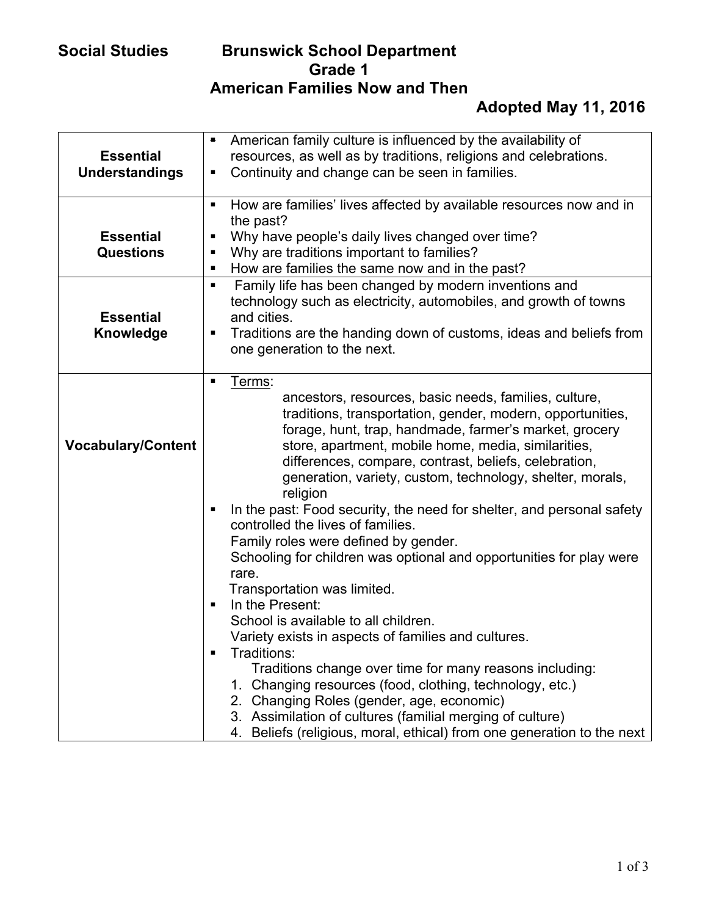# Social Studies Brunswick School Department

## Grade 1

## American Families Now and Then

**Adopted May 11, 2016**

| | |
|---|---|
| **Essential Understandings** | ▪ American family culture is influenced by the availability of resources, as well as by traditions, religions and celebrations.<br>▪ Continuity and change can be seen in families. |
| **Essential Questions** | ▪ How are families' lives affected by available resources now and in the past?<br>▪ Why have people's daily lives changed over time?<br>▪ Why are traditions important to families?<br>▪ How are families the same now and in the past? |
| **Essential Knowledge** | ▪ Family life has been changed by modern inventions and technology such as electricity, automobiles, and growth of towns and cities.<br>▪ Traditions are the handing down of customs, ideas and beliefs from one generation to the next. |
| **Vocabulary/Content** | ▪ Terms:<br>ancestors, resources, basic needs, families, culture, traditions, transportation, gender, modern, opportunities, forage, hunt, trap, handmade, farmer's market, grocery store, apartment, mobile home, media, similarities, differences, compare, contrast, beliefs, celebration, generation, variety, custom, technology, shelter, morals, religion<br>▪ In the past: Food security, the need for shelter, and personal safety controlled the lives of families.<br>Family roles were defined by gender.<br>Schooling for children was optional and opportunities for play were rare.<br>Transportation was limited.<br>▪ In the Present:<br>School is available to all children.<br>Variety exists in aspects of families and cultures.<br>▪ Traditions:<br>Traditions change over time for many reasons including:<br>1. Changing resources (food, clothing, technology, etc.)<br>2. Changing Roles (gender, age, economic)<br>3. Assimilation of cultures (familial merging of culture)<br>4. Beliefs (religious, moral, ethical) from one generation to the next |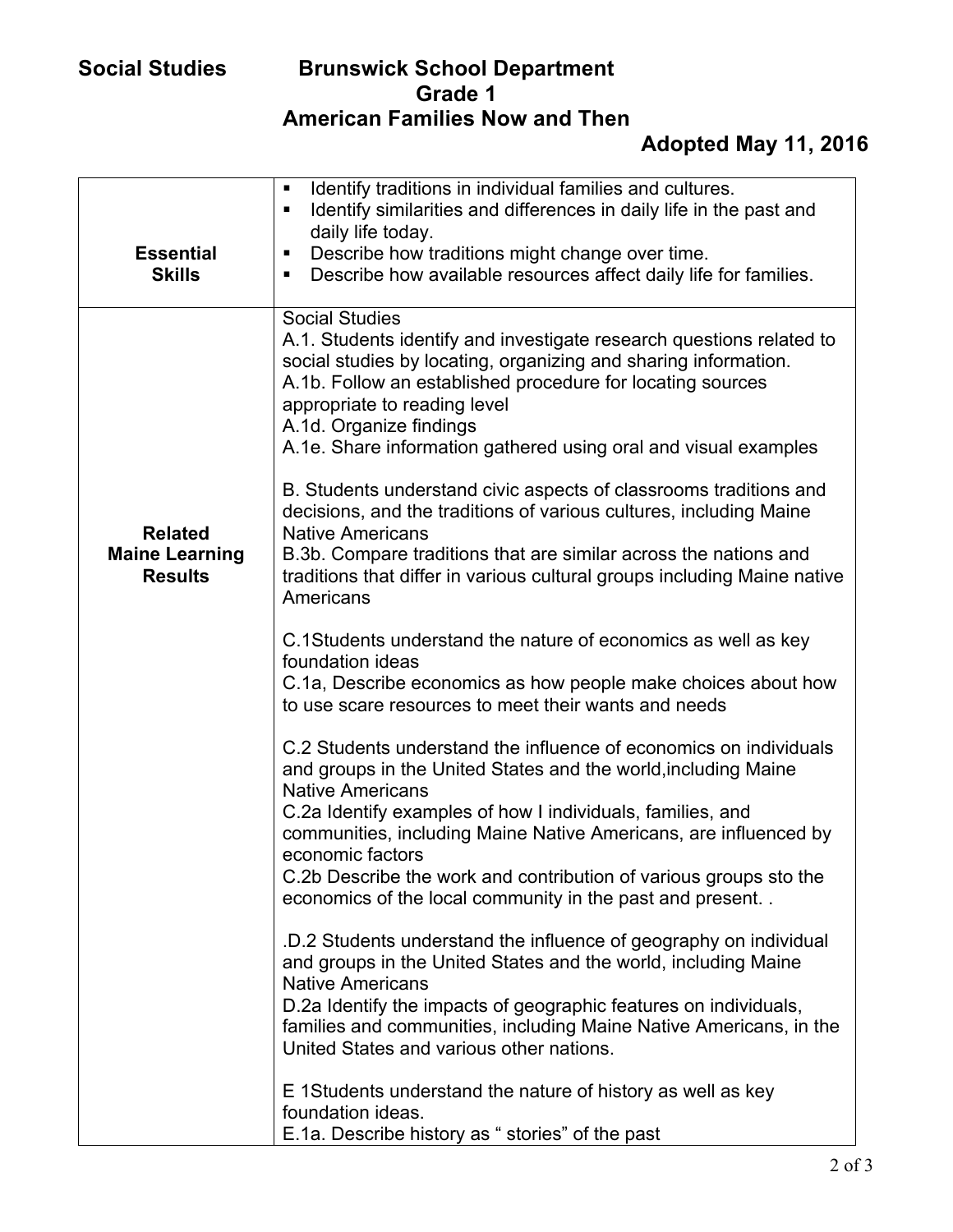**Social Studies** **Brunswick School Department**

**Grade 1**

**American Families Now and Then**

**Adopted May 11, 2016**

| | |
|---|---|
| **Essential Skills** | ▪ Identify traditions in individual families and cultures.<br>▪ Identify similarities and differences in daily life in the past and daily life today.<br>▪ Describe how traditions might change over time.<br>▪ Describe how available resources affect daily life for families. |
| **Related Maine Learning Results** | Social Studies<br>A.1. Students identify and investigate research questions related to social studies by locating, organizing and sharing information.<br>A.1b. Follow an established procedure for locating sources appropriate to reading level<br>A.1d. Organize findings<br>A.1e. Share information gathered using oral and visual examples<br><br>B. Students understand civic aspects of classrooms traditions and decisions, and the traditions of various cultures, including Maine Native Americans<br>B.3b. Compare traditions that are similar across the nations and traditions that differ in various cultural groups including Maine native Americans<br><br>C.1Students understand the nature of economics as well as key foundation ideas<br>C.1a, Describe economics as how people make choices about how to use scare resources to meet their wants and needs<br><br>C.2 Students understand the influence of economics on individuals and groups in the United States and the world,including Maine Native Americans<br>C.2a Identify examples of how I individuals, families, and communities, including Maine Native Americans, are influenced by economic factors<br>C.2b Describe the work and contribution of various groups sto the economics of the local community in the past and present. .<br><br>.D.2 Students understand the influence of geography on individual and groups in the United States and the world, including Maine Native Americans<br>D.2a Identify the impacts of geographic features on individuals, families and communities, including Maine Native Americans, in the United States and various other nations.<br><br>E 1Students understand the nature of history as well as key foundation ideas.<br>E.1a. Describe history as " stories" of the past |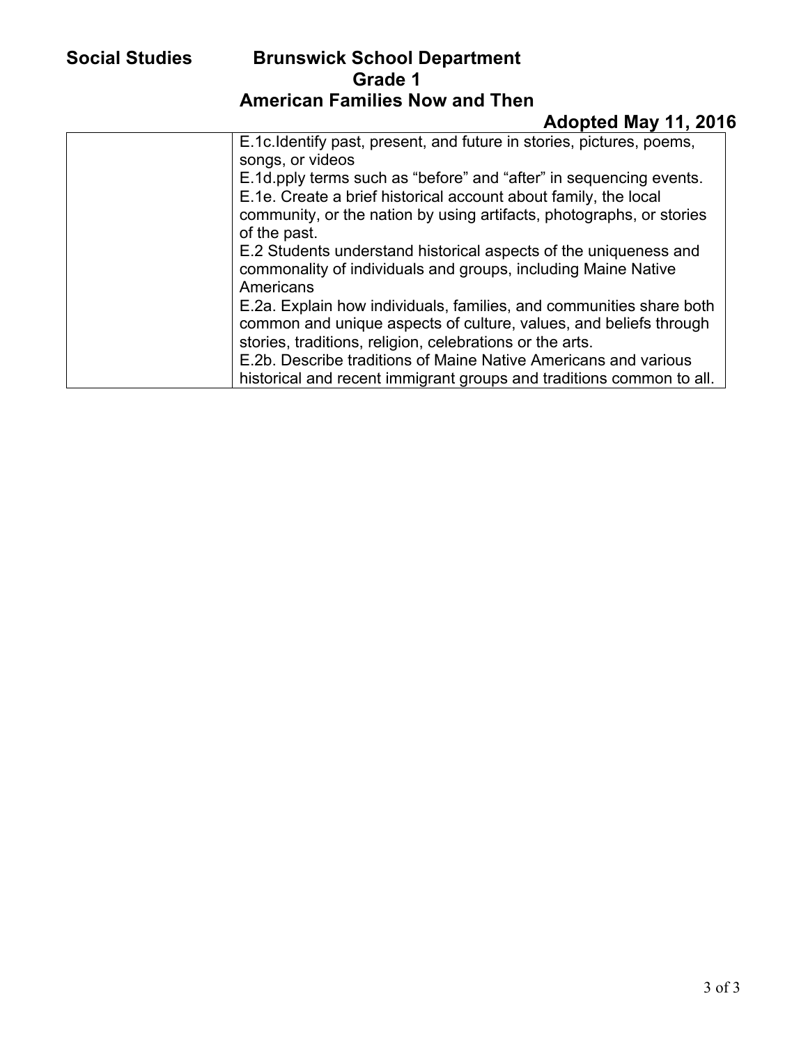| | |
|---|---|
| | E.1c.Identify past, present, and future in stories, pictures, poems, songs, or videos |
| | E.1d.pply terms such as "before" and "after" in sequencing events. |
| | E.1e. Create a brief historical account about family, the local community, or the nation by using artifacts, photographs, or stories of the past. |
| | E.2 Students understand historical aspects of the uniqueness and commonality of individuals and groups, including Maine Native Americans |
| | E.2a. Explain how individuals, families, and communities share both common and unique aspects of culture, values, and beliefs through stories, traditions, religion, celebrations or the arts. |
| | E.2b. Describe traditions of Maine Native Americans and various historical and recent immigrant groups and traditions common to all. |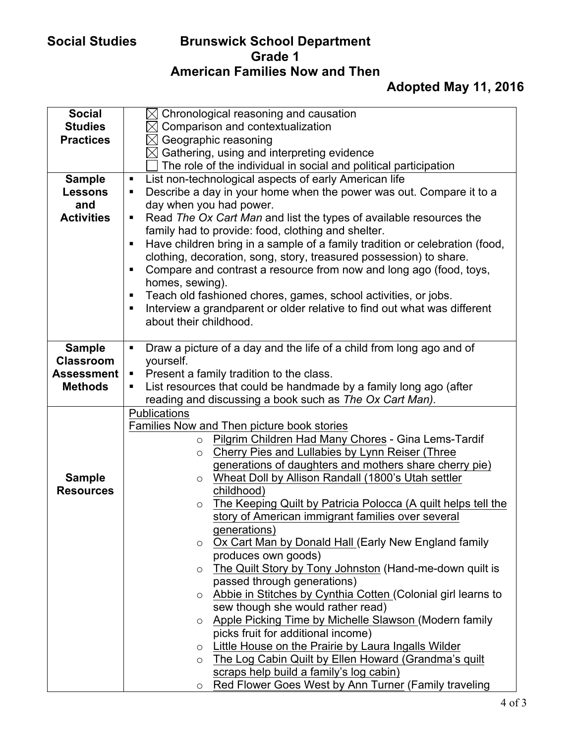| Social Studies Practices | ☒ Chronological reasoning and causation<br>☒ Comparison and contextualization<br>☒ Geographic reasoning<br>☒ Gathering, using and interpreting evidence<br>☐ The role of the individual in social and political participation |
|---|---|
| Sample Lessons and Activities | ▪ List non-technological aspects of early American life<br>▪ Describe a day in your home when the power was out. Compare it to a day when you had power.<br>▪ Read *The Ox Cart Man* and list the types of available resources the family had to provide: food, clothing and shelter.<br>▪ Have children bring in a sample of a family tradition or celebration (food, clothing, decoration, song, story, treasured possession) to share.<br>▪ Compare and contrast a resource from now and long ago (food, toys, homes, sewing).<br>▪ Teach old fashioned chores, games, school activities, or jobs.<br>▪ Interview a grandparent or older relative to find out what was different about their childhood. |
| Sample Classroom Assessment Methods | ▪ Draw a picture of a day and the life of a child from long ago and of yourself.<br>▪ Present a family tradition to the class.<br>▪ List resources that could be handmade by a family long ago (after reading and discussing a book such as *The Ox Cart Man).* |
| Sample Resources | Publications<br>Families Now and Then picture book stories<br>○ Pilgrim Children Had Many Chores - Gina Lems-Tardif<br>○ Cherry Pies and Lullabies by Lynn Reiser (Three generations of daughters and mothers share cherry pie)<br>○ Wheat Doll by Allison Randall (1800's Utah settler childhood)<br>○ The Keeping Quilt by Patricia Polocca (A quilt helps tell the story of American immigrant families over several generations)<br>○ Ox Cart Man by Donald Hall (Early New England family produces own goods)<br>○ The Quilt Story by Tony Johnston (Hand-me-down quilt is passed through generations)<br>○ Abbie in Stitches by Cynthia Cotten (Colonial girl learns to sew though she would rather read)<br>○ Apple Picking Time by Michelle Slawson (Modern family picks fruit for additional income)<br>○ Little House on the Prairie by Laura Ingalls Wilder<br>○ The Log Cabin Quilt by Ellen Howard (Grandma's quilt scraps help build a family's log cabin)<br>○ Red Flower Goes West by Ann Turner (Family traveling |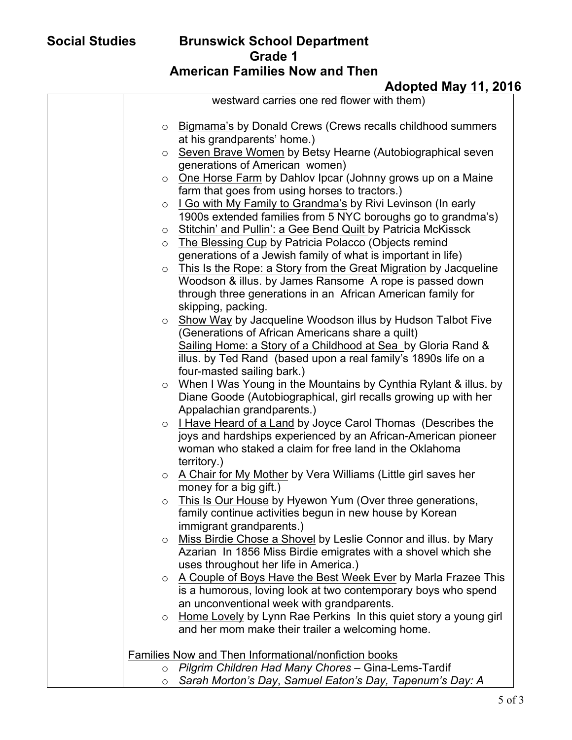| | westward carries one red flower with them)<br><br>- Bigmama's by Donald Crews (Crews recalls childhood summers at his grandparents' home.)<br>- Seven Brave Women by Betsy Hearne (Autobiographical seven generations of American women)<br>- One Horse Farm by Dahlov Ipcar (Johnny grows up on a Maine farm that goes from using horses to tractors.)<br>- I Go with My Family to Grandma's by Rivi Levinson (In early 1900s extended families from 5 NYC boroughs go to grandma's)<br>- Stitchin' and Pullin': a Gee Bend Quilt by Patricia McKissck<br>- The Blessing Cup by Patricia Polacco (Objects remind generations of a Jewish family of what is important in life)<br>- This Is the Rope: a Story from the Great Migration by Jacqueline Woodson & illus. by James Ransome A rope is passed down through three generations in an African American family for skipping, packing.<br>- Show Way by Jacqueline Woodson illus by Hudson Talbot Five (Generations of African Americans share a quilt)<br>Sailing Home: a Story of a Childhood at Sea by Gloria Rand & illus. by Ted Rand (based upon a real family's 1890s life on a four-masted sailing bark.)<br>- When I Was Young in the Mountains by Cynthia Rylant & illus. by Diane Goode (Autobiographical, girl recalls growing up with her Appalachian grandparents.)<br>- I Have Heard of a Land by Joyce Carol Thomas (Describes the joys and hardships experienced by an African-American pioneer woman who staked a claim for free land in the Oklahoma territory.)<br>- A Chair for My Mother by Vera Williams (Little girl saves her money for a big gift.)<br>- This Is Our House by Hyewon Yum (Over three generations, family continue activities begun in new house by Korean immigrant grandparents.)<br>- Miss Birdie Chose a Shovel by Leslie Connor and illus. by Mary Azarian In 1856 Miss Birdie emigrates with a shovel which she uses throughout her life in America.)<br>- A Couple of Boys Have the Best Week Ever by Marla Frazee This is a humorous, loving look at two contemporary boys who spend an unconventional week with grandparents.<br>- Home Lovely by Lynn Rae Perkins In this quiet story a young girl and her mom make their trailer a welcoming home.<br><br>Families Now and Then Informational/nonfiction books<br>- *Pilgrim Children Had Many Chores* – Gina-Lems-Tardif<br>- *Sarah Morton's Day, Samuel Eaton's Day, Tapenum's Day: A* |
|---|---|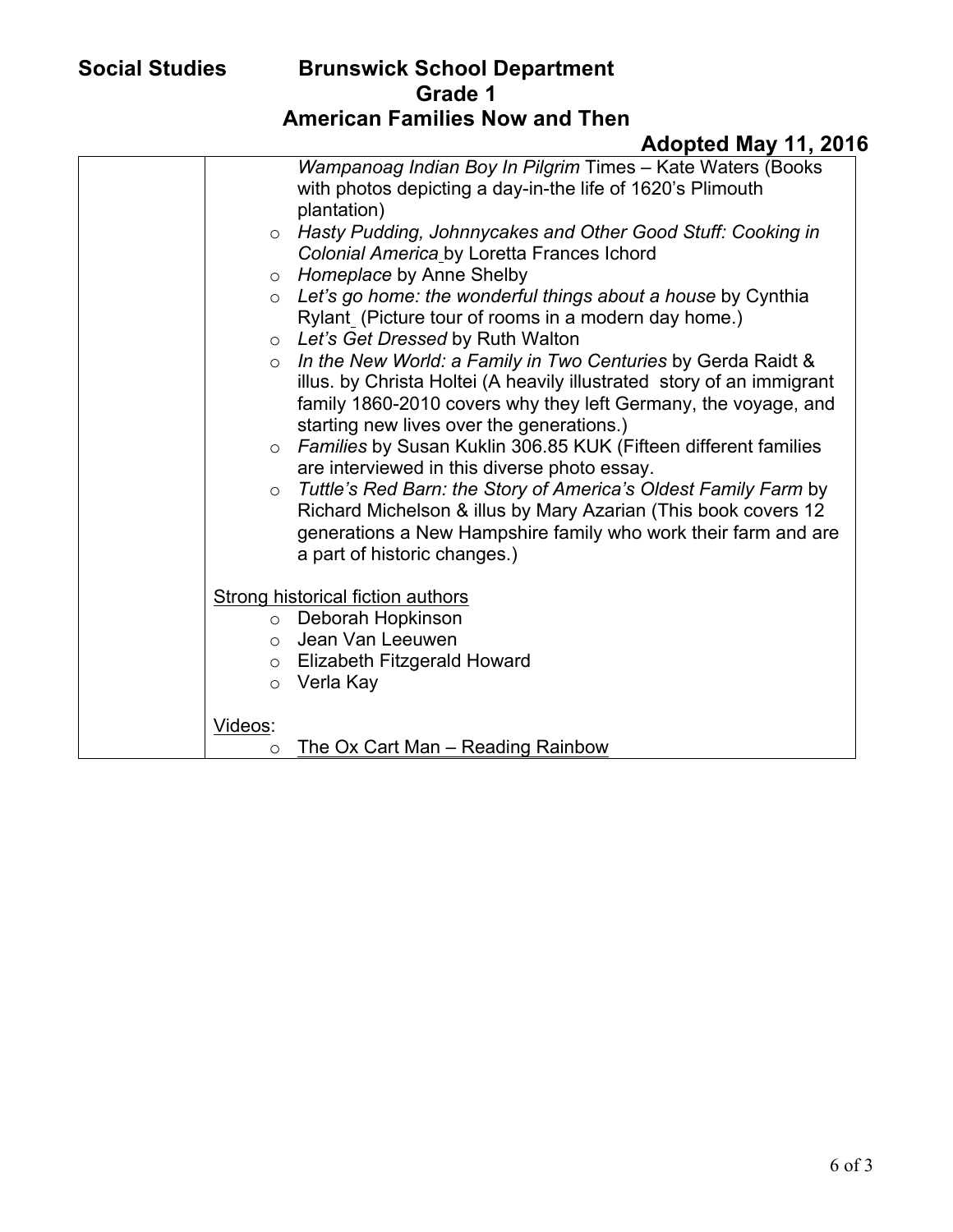| | |
|---|---|
| | *Wampanoag Indian Boy In Pilgrim* Times – Kate Waters (Books with photos depicting a day-in-the life of 1620's Plimouth plantation)<br>- *Hasty Pudding, Johnnycakes and Other Good Stuff: Cooking in Colonial America* by Loretta Frances Ichord<br>- *Homeplace* by Anne Shelby<br>- *Let's go home: the wonderful things about a house* by Cynthia Rylant (Picture tour of rooms in a modern day home.)<br>- *Let's Get Dressed* by Ruth Walton<br>- *In the New World: a Family in Two Centuries* by Gerda Raidt & illus. by Christa Holtei (A heavily illustrated story of an immigrant family 1860-2010 covers why they left Germany, the voyage, and starting new lives over the generations.)<br>- *Families* by Susan Kuklin 306.85 KUK (Fifteen different families are interviewed in this diverse photo essay.<br>- *Tuttle's Red Barn: the Story of America's Oldest Family Farm* by Richard Michelson & illus by Mary Azarian (This book covers 12 generations a New Hampshire family who work their farm and are a part of historic changes.)<br><br><u>Strong historical fiction authors</u><br>- Deborah Hopkinson<br>- Jean Van Leeuwen<br>- Elizabeth Fitzgerald Howard<br>- Verla Kay<br><br><u>Videos</u>:<br>- <u>The Ox Cart Man – Reading Rainbow</u> |